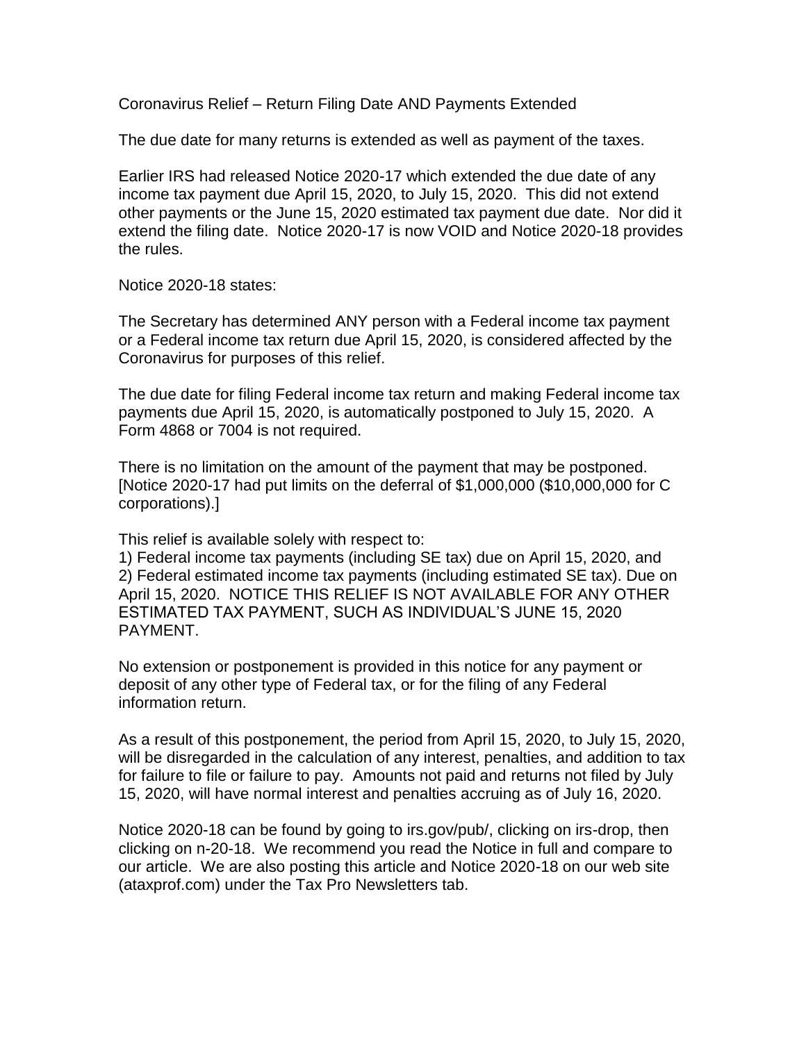# Coronavirus Relief – Return Filing Date AND Payments Extended

The due date for many returns is extended as well as payment of the taxes.

Earlier IRS had released Notice 2020-17 which extended the due date of any income tax payment due April 15, 2020, to July 15, 2020. This did not extend other payments or the June 15, 2020 estimated tax payment due date. Nor did it extend the filing date. Notice 2020-17 is now VOID and Notice 2020-18 provides the rules.

Notice 2020-18 states:

The Secretary has determined ANY person with a Federal income tax payment or a Federal income tax return due April 15, 2020, is considered affected by the Coronavirus for purposes of this relief.

The due date for filing Federal income tax return and making Federal income tax payments due April 15, 2020, is automatically postponed to July 15, 2020. A Form 4868 or 7004 is not required.

There is no limitation on the amount of the payment that may be postponed. [Notice 2020-17 had put limits on the deferral of $1,000,000 ($10,000,000 for C corporations).]

This relief is available solely with respect to:
1) Federal income tax payments (including SE tax) due on April 15, 2020, and
2) Federal estimated income tax payments (including estimated SE tax). Due on April 15, 2020. NOTICE THIS RELIEF IS NOT AVAILABLE FOR ANY OTHER ESTIMATED TAX PAYMENT, SUCH AS INDIVIDUAL'S JUNE 15, 2020 PAYMENT.

No extension or postponement is provided in this notice for any payment or deposit of any other type of Federal tax, or for the filing of any Federal information return.

As a result of this postponement, the period from April 15, 2020, to July 15, 2020, will be disregarded in the calculation of any interest, penalties, and addition to tax for failure to file or failure to pay. Amounts not paid and returns not filed by July 15, 2020, will have normal interest and penalties accruing as of July 16, 2020.

Notice 2020-18 can be found by going to irs.gov/pub/, clicking on irs-drop, then clicking on n-20-18. We recommend you read the Notice in full and compare to our article. We are also posting this article and Notice 2020-18 on our web site (ataxprof.com) under the Tax Pro Newsletters tab.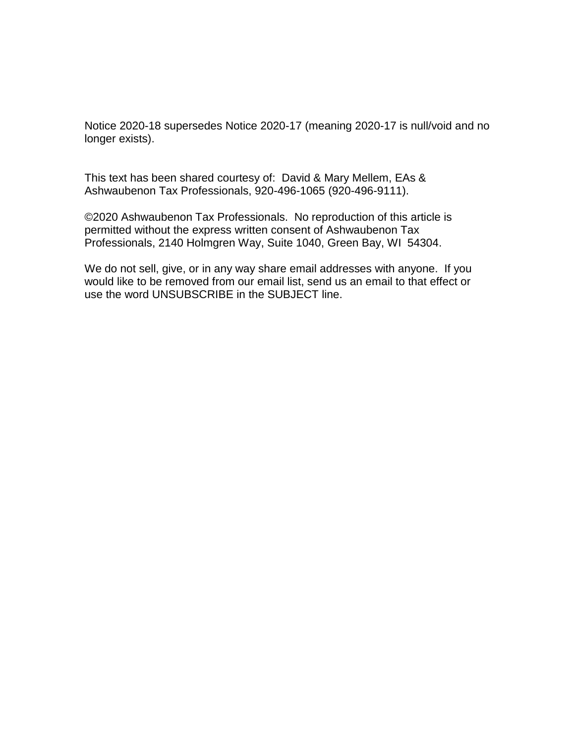Notice 2020-18 supersedes Notice 2020-17 (meaning 2020-17 is null/void and no longer exists).

This text has been shared courtesy of: David & Mary Mellem, EAs & Ashwaubenon Tax Professionals, 920-496-1065 (920-496-9111).

©2020 Ashwaubenon Tax Professionals. No reproduction of this article is permitted without the express written consent of Ashwaubenon Tax Professionals, 2140 Holmgren Way, Suite 1040, Green Bay, WI 54304.

We do not sell, give, or in any way share email addresses with anyone. If you would like to be removed from our email list, send us an email to that effect or use the word UNSUBSCRIBE in the SUBJECT line.